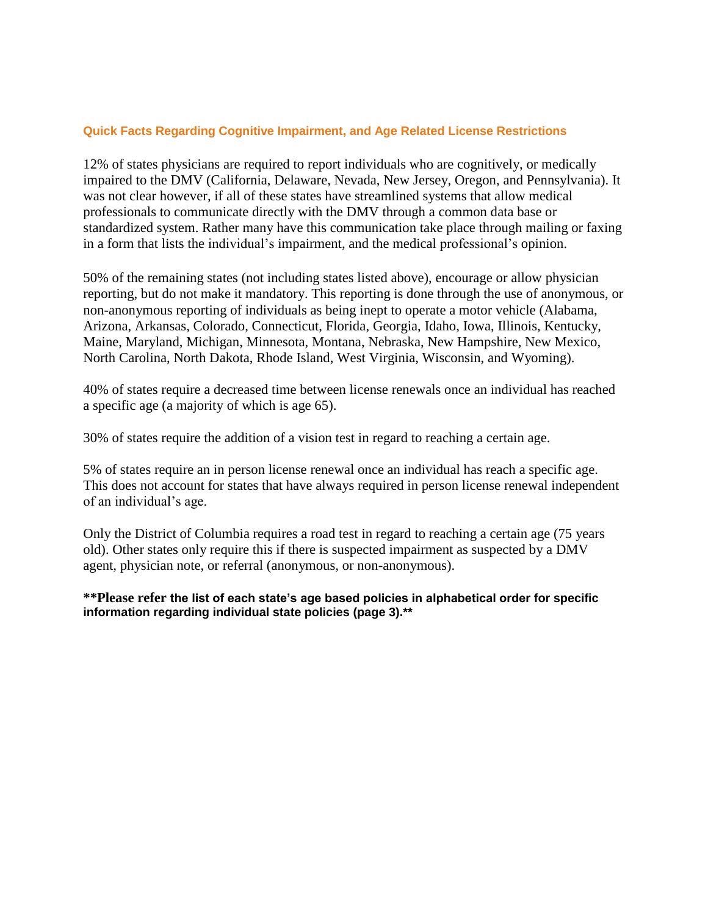## Quick Facts Regarding Cognitive Impairment, and Age Related License Restrictions

12% of states physicians are required to report individuals who are cognitively, or medically impaired to the DMV (California, Delaware, Nevada, New Jersey, Oregon, and Pennsylvania). It was not clear however, if all of these states have streamlined systems that allow medical professionals to communicate directly with the DMV through a common data base or standardized system. Rather many have this communication take place through mailing or faxing in a form that lists the individual's impairment, and the medical professional's opinion.

50% of the remaining states (not including states listed above), encourage or allow physician reporting, but do not make it mandatory. This reporting is done through the use of anonymous, or non-anonymous reporting of individuals as being inept to operate a motor vehicle (Alabama, Arizona, Arkansas, Colorado, Connecticut, Florida, Georgia, Idaho, Iowa, Illinois, Kentucky, Maine, Maryland, Michigan, Minnesota, Montana, Nebraska, New Hampshire, New Mexico, North Carolina, North Dakota, Rhode Island, West Virginia, Wisconsin, and Wyoming).

40% of states require a decreased time between license renewals once an individual has reached a specific age (a majority of which is age 65).

30% of states require the addition of a vision test in regard to reaching a certain age.

5% of states require an in person license renewal once an individual has reach a specific age. This does not account for states that have always required in person license renewal independent of an individual's age.

Only the District of Columbia requires a road test in regard to reaching a certain age (75 years old). Other states only require this if there is suspected impairment as suspected by a DMV agent, physician note, or referral (anonymous, or non-anonymous).

**\*\*Please refer the list of each state's age based policies in alphabetical order for specific information regarding individual state policies (page 3).\*\***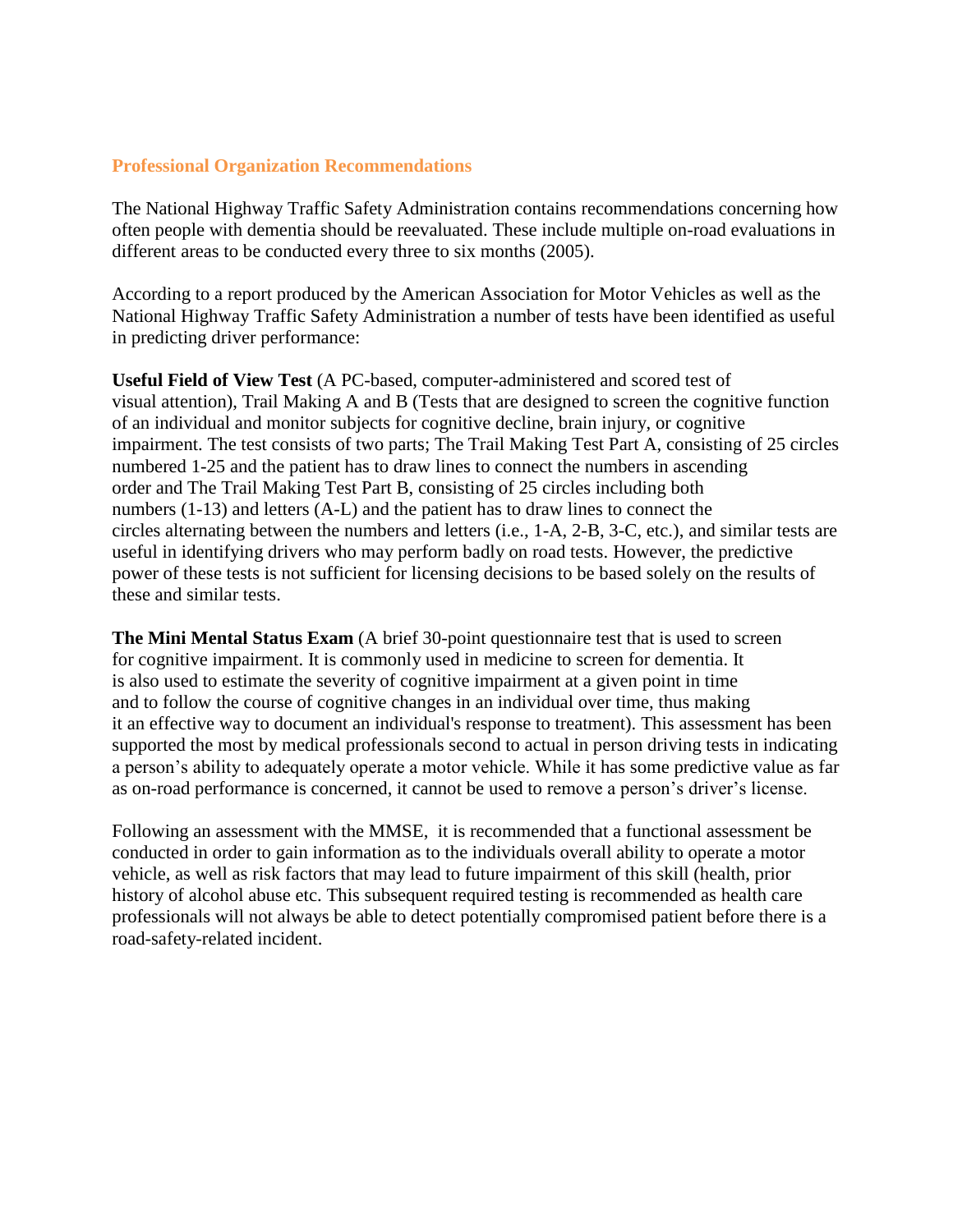## Professional Organization Recommendations

The National Highway Traffic Safety Administration contains recommendations concerning how often people with dementia should be reevaluated. These include multiple on-road evaluations in different areas to be conducted every three to six months (2005).

According to a report produced by the American Association for Motor Vehicles as well as the National Highway Traffic Safety Administration a number of tests have been identified as useful in predicting driver performance:

**Useful Field of View Test** (A PC-based, computer-administered and scored test of visual attention), Trail Making A and B (Tests that are designed to screen the cognitive function of an individual and monitor subjects for cognitive decline, brain injury, or cognitive impairment. The test consists of two parts; The Trail Making Test Part A, consisting of 25 circles numbered 1-25 and the patient has to draw lines to connect the numbers in ascending order and The Trail Making Test Part B, consisting of 25 circles including both numbers (1-13) and letters (A-L) and the patient has to draw lines to connect the circles alternating between the numbers and letters (i.e., 1-A, 2-B, 3-C, etc.), and similar tests are useful in identifying drivers who may perform badly on road tests. However, the predictive power of these tests is not sufficient for licensing decisions to be based solely on the results of these and similar tests.

**The Mini Mental Status Exam** (A brief 30-point questionnaire test that is used to screen for cognitive impairment. It is commonly used in medicine to screen for dementia. It is also used to estimate the severity of cognitive impairment at a given point in time and to follow the course of cognitive changes in an individual over time, thus making it an effective way to document an individual's response to treatment). This assessment has been supported the most by medical professionals second to actual in person driving tests in indicating a person's ability to adequately operate a motor vehicle. While it has some predictive value as far as on-road performance is concerned, it cannot be used to remove a person's driver's license.

Following an assessment with the MMSE, it is recommended that a functional assessment be conducted in order to gain information as to the individuals overall ability to operate a motor vehicle, as well as risk factors that may lead to future impairment of this skill (health, prior history of alcohol abuse etc. This subsequent required testing is recommended as health care professionals will not always be able to detect potentially compromised patient before there is a road-safety-related incident.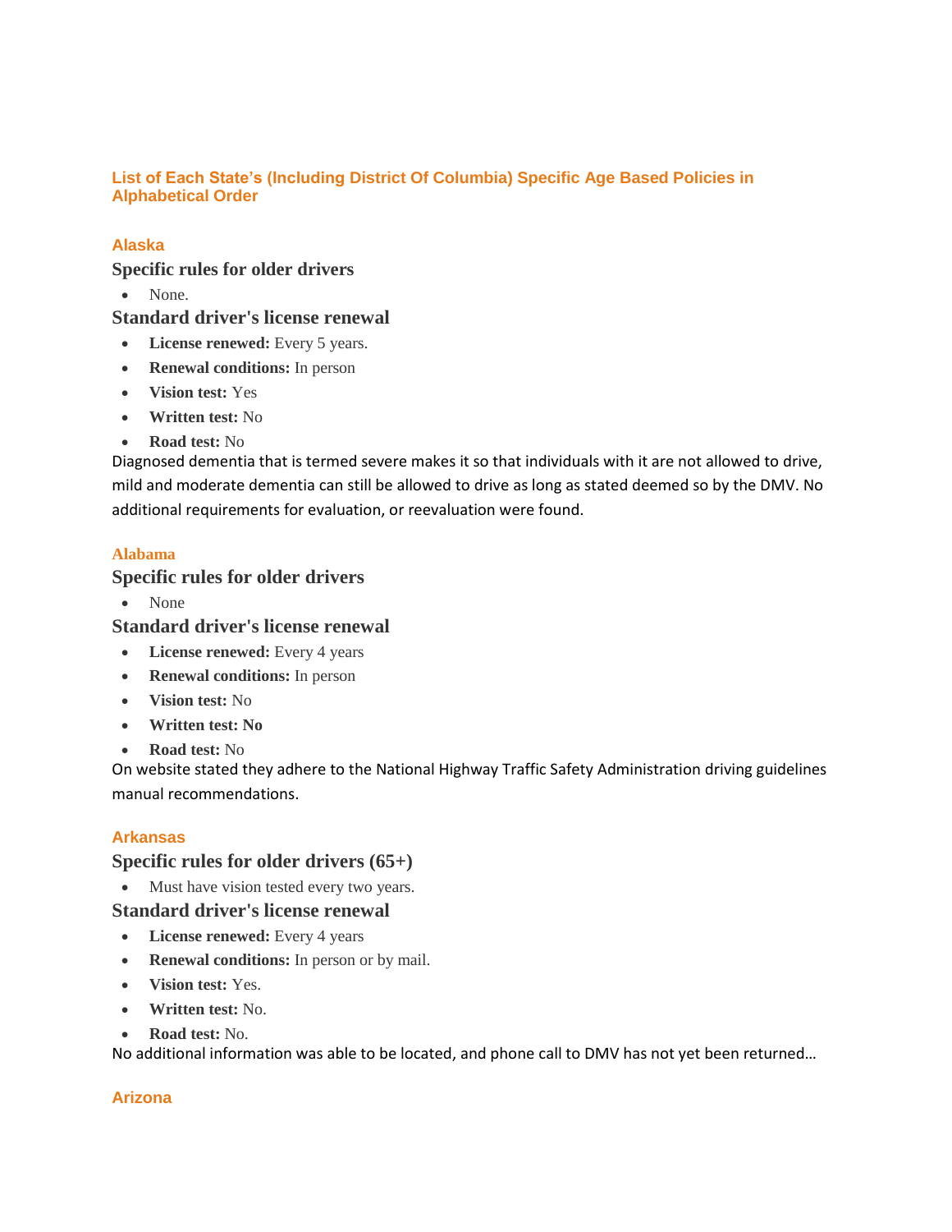## List of Each State's (Including District Of Columbia) Specific Age Based Policies in Alphabetical Order

### Alaska

#### Specific rules for older drivers

- None.

#### Standard driver's license renewal

- **License renewed:** Every 5 years.
- **Renewal conditions:** In person
- **Vision test:** Yes
- **Written test:** No
- **Road test:** No

Diagnosed dementia that is termed severe makes it so that individuals with it are not allowed to drive, mild and moderate dementia can still be allowed to drive as long as stated deemed so by the DMV. No additional requirements for evaluation, or reevaluation were found.

### Alabama

#### Specific rules for older drivers

- None

#### Standard driver's license renewal

- **License renewed:** Every 4 years
- **Renewal conditions:** In person
- **Vision test:** No
- **Written test: No**
- **Road test:** No

On website stated they adhere to the National Highway Traffic Safety Administration driving guidelines manual recommendations.

### Arkansas

#### Specific rules for older drivers (65+)

- Must have vision tested every two years.

#### Standard driver's license renewal

- **License renewed:** Every 4 years
- **Renewal conditions:** In person or by mail.
- **Vision test:** Yes.
- **Written test:** No.
- **Road test:** No.

No additional information was able to be located, and phone call to DMV has not yet been returned…

### Arizona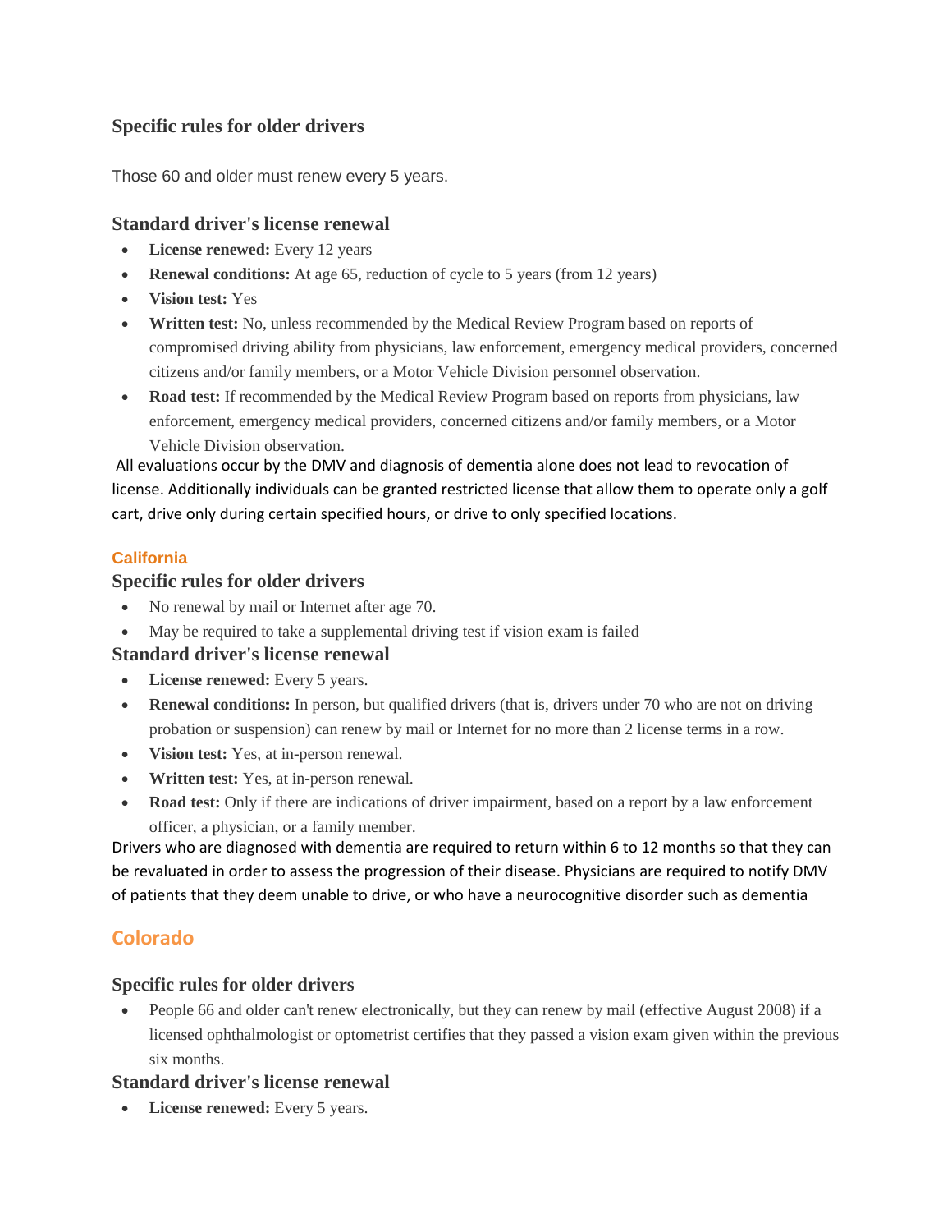### Specific rules for older drivers

Those 60 and older must renew every 5 years.

### Standard driver's license renewal

- **License renewed:** Every 12 years
- **Renewal conditions:** At age 65, reduction of cycle to 5 years (from 12 years)
- **Vision test:** Yes
- **Written test:** No, unless recommended by the Medical Review Program based on reports of compromised driving ability from physicians, law enforcement, emergency medical providers, concerned citizens and/or family members, or a Motor Vehicle Division personnel observation.
- **Road test:** If recommended by the Medical Review Program based on reports from physicians, law enforcement, emergency medical providers, concerned citizens and/or family members, or a Motor Vehicle Division observation.

All evaluations occur by the DMV and diagnosis of dementia alone does not lead to revocation of license. Additionally individuals can be granted restricted license that allow them to operate only a golf cart, drive only during certain specified hours, or drive to only specified locations.

## California

### Specific rules for older drivers

- No renewal by mail or Internet after age 70.
- May be required to take a supplemental driving test if vision exam is failed

### Standard driver's license renewal

- **License renewed:** Every 5 years.
- **Renewal conditions:** In person, but qualified drivers (that is, drivers under 70 who are not on driving probation or suspension) can renew by mail or Internet for no more than 2 license terms in a row.
- **Vision test:** Yes, at in-person renewal.
- **Written test:** Yes, at in-person renewal.
- **Road test:** Only if there are indications of driver impairment, based on a report by a law enforcement officer, a physician, or a family member.

Drivers who are diagnosed with dementia are required to return within 6 to 12 months so that they can be revaluated in order to assess the progression of their disease. Physicians are required to notify DMV of patients that they deem unable to drive, or who have a neurocognitive disorder such as dementia

## Colorado

### Specific rules for older drivers

- People 66 and older can't renew electronically, but they can renew by mail (effective August 2008) if a licensed ophthalmologist or optometrist certifies that they passed a vision exam given within the previous six months.

### Standard driver's license renewal

- **License renewed:** Every 5 years.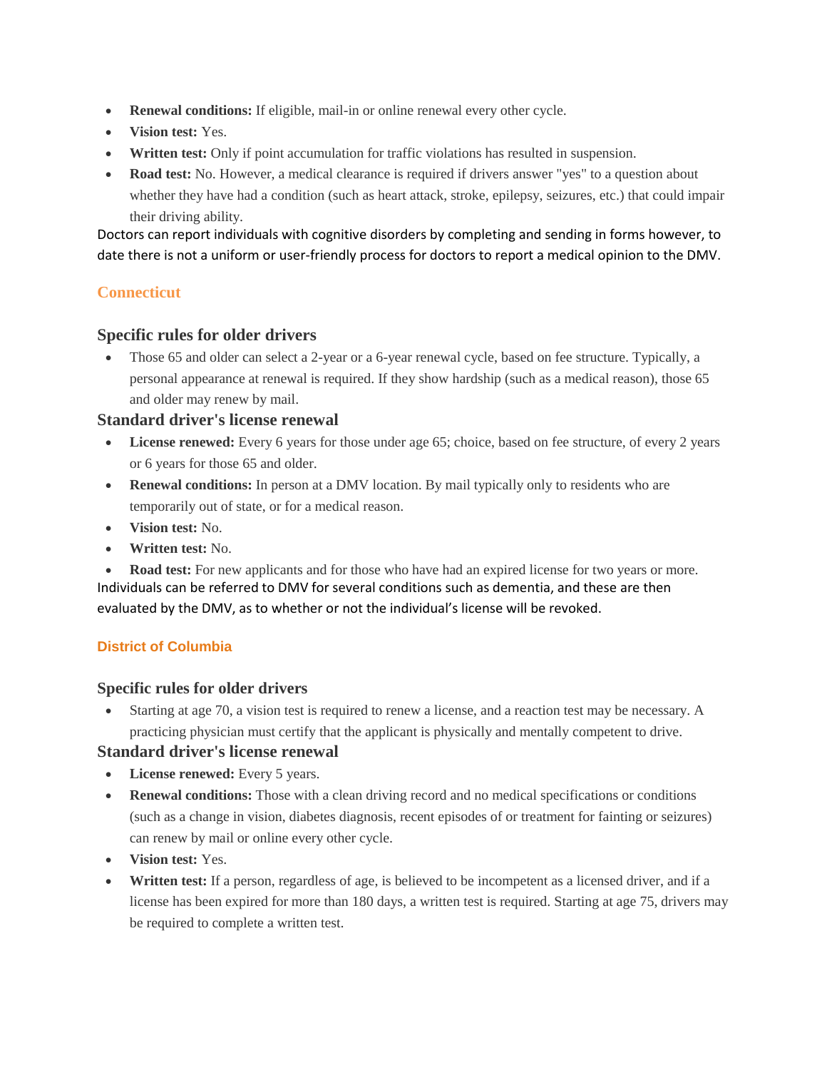- **Renewal conditions:** If eligible, mail-in or online renewal every other cycle.
- **Vision test:** Yes.
- **Written test:** Only if point accumulation for traffic violations has resulted in suspension.
- **Road test:** No. However, a medical clearance is required if drivers answer "yes" to a question about whether they have had a condition (such as heart attack, stroke, epilepsy, seizures, etc.) that could impair their driving ability.

Doctors can report individuals with cognitive disorders by completing and sending in forms however, to date there is not a uniform or user-friendly process for doctors to report a medical opinion to the DMV.

## Connecticut

### Specific rules for older drivers

- Those 65 and older can select a 2-year or a 6-year renewal cycle, based on fee structure. Typically, a personal appearance at renewal is required. If they show hardship (such as a medical reason), those 65 and older may renew by mail.

### Standard driver's license renewal

- **License renewed:** Every 6 years for those under age 65; choice, based on fee structure, of every 2 years or 6 years for those 65 and older.
- **Renewal conditions:** In person at a DMV location. By mail typically only to residents who are temporarily out of state, or for a medical reason.
- **Vision test:** No.
- **Written test:** No.
- **Road test:** For new applicants and for those who have had an expired license for two years or more.

Individuals can be referred to DMV for several conditions such as dementia, and these are then evaluated by the DMV, as to whether or not the individual's license will be revoked.

## District of Columbia

### Specific rules for older drivers

- Starting at age 70, a vision test is required to renew a license, and a reaction test may be necessary. A practicing physician must certify that the applicant is physically and mentally competent to drive.

### Standard driver's license renewal

- **License renewed:** Every 5 years.
- **Renewal conditions:** Those with a clean driving record and no medical specifications or conditions (such as a change in vision, diabetes diagnosis, recent episodes of or treatment for fainting or seizures) can renew by mail or online every other cycle.
- **Vision test:** Yes.
- **Written test:** If a person, regardless of age, is believed to be incompetent as a licensed driver, and if a license has been expired for more than 180 days, a written test is required. Starting at age 75, drivers may be required to complete a written test.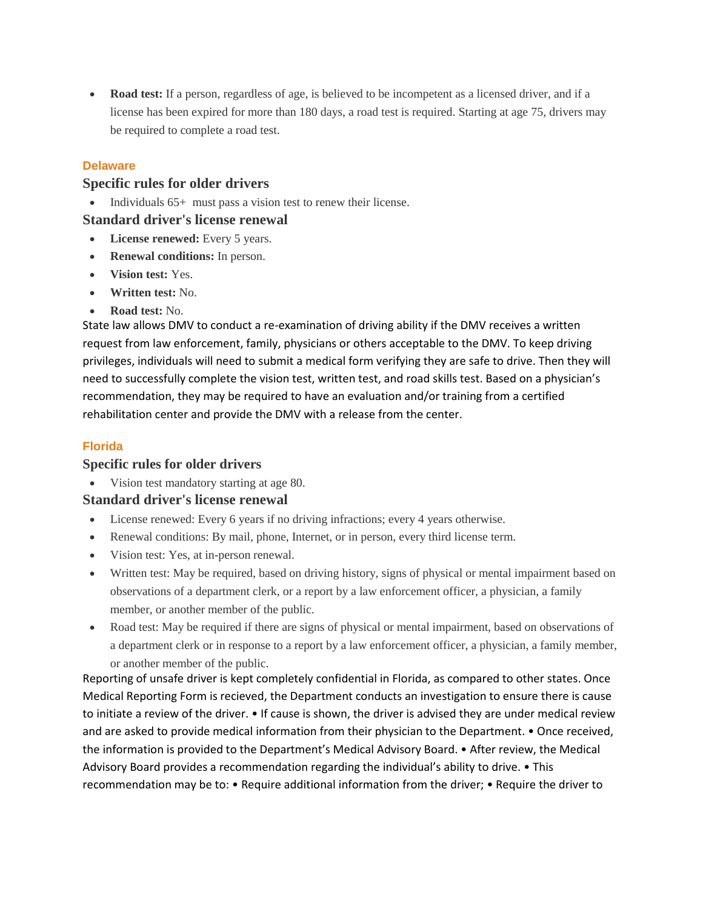- **Road test:** If a person, regardless of age, is believed to be incompetent as a licensed driver, and if a license has been expired for more than 180 days, a road test is required. Starting at age 75, drivers may be required to complete a road test.

## Delaware

### Specific rules for older drivers

- Individuals 65+ must pass a vision test to renew their license.

### Standard driver's license renewal

- **License renewed:** Every 5 years.
- **Renewal conditions:** In person.
- **Vision test:** Yes.
- **Written test:** No.
- **Road test:** No.

State law allows DMV to conduct a re-examination of driving ability if the DMV receives a written request from law enforcement, family, physicians or others acceptable to the DMV. To keep driving privileges, individuals will need to submit a medical form verifying they are safe to drive. Then they will need to successfully complete the vision test, written test, and road skills test. Based on a physician's recommendation, they may be required to have an evaluation and/or training from a certified rehabilitation center and provide the DMV with a release from the center.

## Florida

### Specific rules for older drivers

- Vision test mandatory starting at age 80.

### Standard driver's license renewal

- License renewed: Every 6 years if no driving infractions; every 4 years otherwise.
- Renewal conditions: By mail, phone, Internet, or in person, every third license term.
- Vision test: Yes, at in-person renewal.
- Written test: May be required, based on driving history, signs of physical or mental impairment based on observations of a department clerk, or a report by a law enforcement officer, a physician, a family member, or another member of the public.
- Road test: May be required if there are signs of physical or mental impairment, based on observations of a department clerk or in response to a report by a law enforcement officer, a physician, a family member, or another member of the public.

Reporting of unsafe driver is kept completely confidential in Florida, as compared to other states. Once Medical Reporting Form is recieved, the Department conducts an investigation to ensure there is cause to initiate a review of the driver. • If cause is shown, the driver is advised they are under medical review and are asked to provide medical information from their physician to the Department. • Once received, the information is provided to the Department's Medical Advisory Board. • After review, the Medical Advisory Board provides a recommendation regarding the individual's ability to drive. • This recommendation may be to: • Require additional information from the driver; • Require the driver to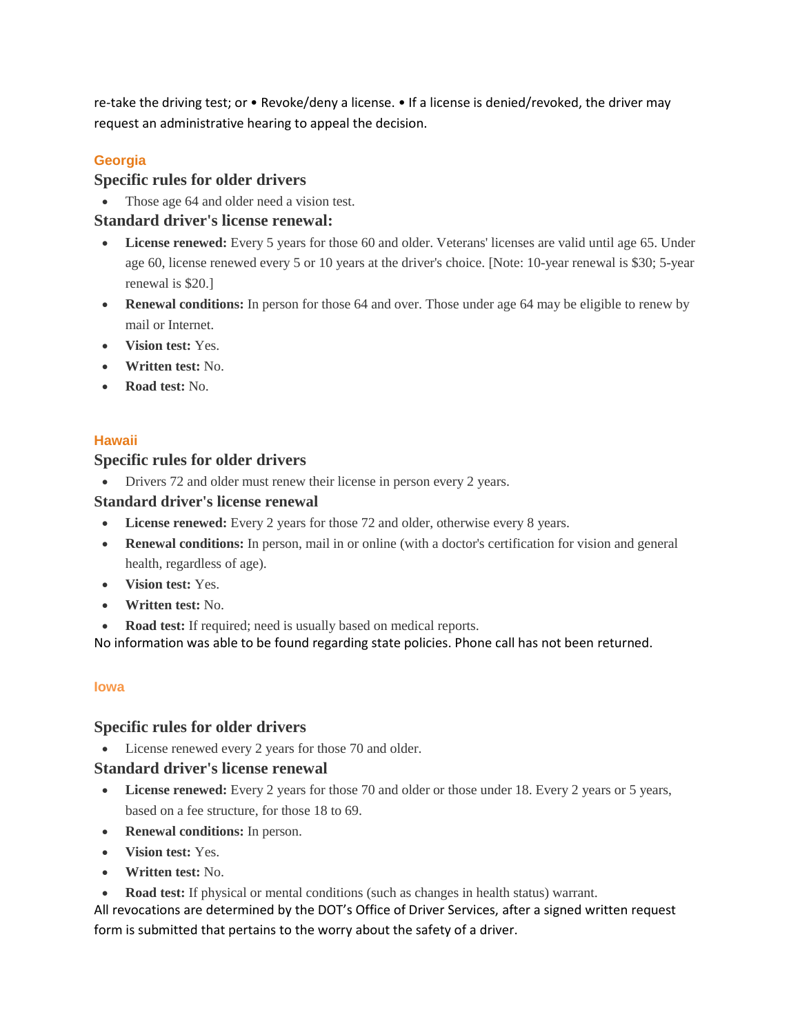re-take the driving test; or • Revoke/deny a license. • If a license is denied/revoked, the driver may request an administrative hearing to appeal the decision.

## Georgia

### Specific rules for older drivers

- Those age 64 and older need a vision test.

### Standard driver's license renewal:

- **License renewed:** Every 5 years for those 60 and older. Veterans' licenses are valid until age 65. Under age 60, license renewed every 5 or 10 years at the driver's choice. [Note: 10-year renewal is $30; 5-year renewal is $20.]
- **Renewal conditions:** In person for those 64 and over. Those under age 64 may be eligible to renew by mail or Internet.
- **Vision test:** Yes.
- **Written test:** No.
- **Road test:** No.

## Hawaii

### Specific rules for older drivers

- Drivers 72 and older must renew their license in person every 2 years.

### Standard driver's license renewal

- **License renewed:** Every 2 years for those 72 and older, otherwise every 8 years.
- **Renewal conditions:** In person, mail in or online (with a doctor's certification for vision and general health, regardless of age).
- **Vision test:** Yes.
- **Written test:** No.
- **Road test:** If required; need is usually based on medical reports.

No information was able to be found regarding state policies. Phone call has not been returned.

## Iowa

### Specific rules for older drivers

- License renewed every 2 years for those 70 and older.

### Standard driver's license renewal

- **License renewed:** Every 2 years for those 70 and older or those under 18. Every 2 years or 5 years, based on a fee structure, for those 18 to 69.
- **Renewal conditions:** In person.
- **Vision test:** Yes.
- **Written test:** No.
- **Road test:** If physical or mental conditions (such as changes in health status) warrant.

All revocations are determined by the DOT's Office of Driver Services, after a signed written request form is submitted that pertains to the worry about the safety of a driver.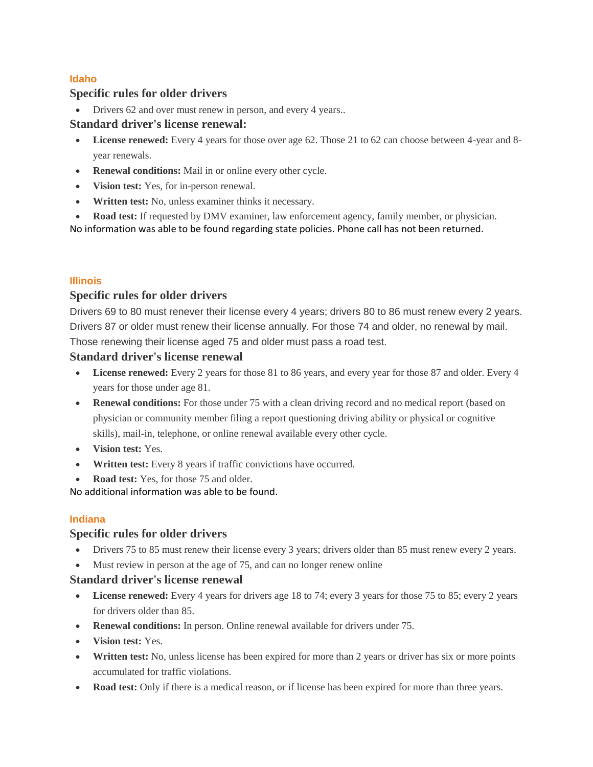## Idaho

### Specific rules for older drivers

- Drivers 62 and over must renew in person, and every 4 years..

### Standard driver's license renewal:

- **License renewed:** Every 4 years for those over age 62. Those 21 to 62 can choose between 4-year and 8-year renewals.
- **Renewal conditions:** Mail in or online every other cycle.
- **Vision test:** Yes, for in-person renewal.
- **Written test:** No, unless examiner thinks it necessary.
- **Road test:** If requested by DMV examiner, law enforcement agency, family member, or physician.

No information was able to be found regarding state policies. Phone call has not been returned.

## Illinois

### Specific rules for older drivers

Drivers 69 to 80 must renever their license every 4 years; drivers 80 to 86 must renew every 2 years. Drivers 87 or older must renew their license annually. For those 74 and older, no renewal by mail. Those renewing their license aged 75 and older must pass a road test.

### Standard driver's license renewal

- **License renewed:** Every 2 years for those 81 to 86 years, and every year for those 87 and older. Every 4 years for those under age 81.
- **Renewal conditions:** For those under 75 with a clean driving record and no medical report (based on physician or community member filing a report questioning driving ability or physical or cognitive skills), mail-in, telephone, or online renewal available every other cycle.
- **Vision test:** Yes.
- **Written test:** Every 8 years if traffic convictions have occurred.
- **Road test:** Yes, for those 75 and older.

No additional information was able to be found.

## Indiana

### Specific rules for older drivers

- Drivers 75 to 85 must renew their license every 3 years; drivers older than 85 must renew every 2 years.
- Must review in person at the age of 75, and can no longer renew online

### Standard driver's license renewal

- **License renewed:** Every 4 years for drivers age 18 to 74; every 3 years for those 75 to 85; every 2 years for drivers older than 85.
- **Renewal conditions:** In person. Online renewal available for drivers under 75.
- **Vision test:** Yes.
- **Written test:** No, unless license has been expired for more than 2 years or driver has six or more points accumulated for traffic violations.
- **Road test:** Only if there is a medical reason, or if license has been expired for more than three years.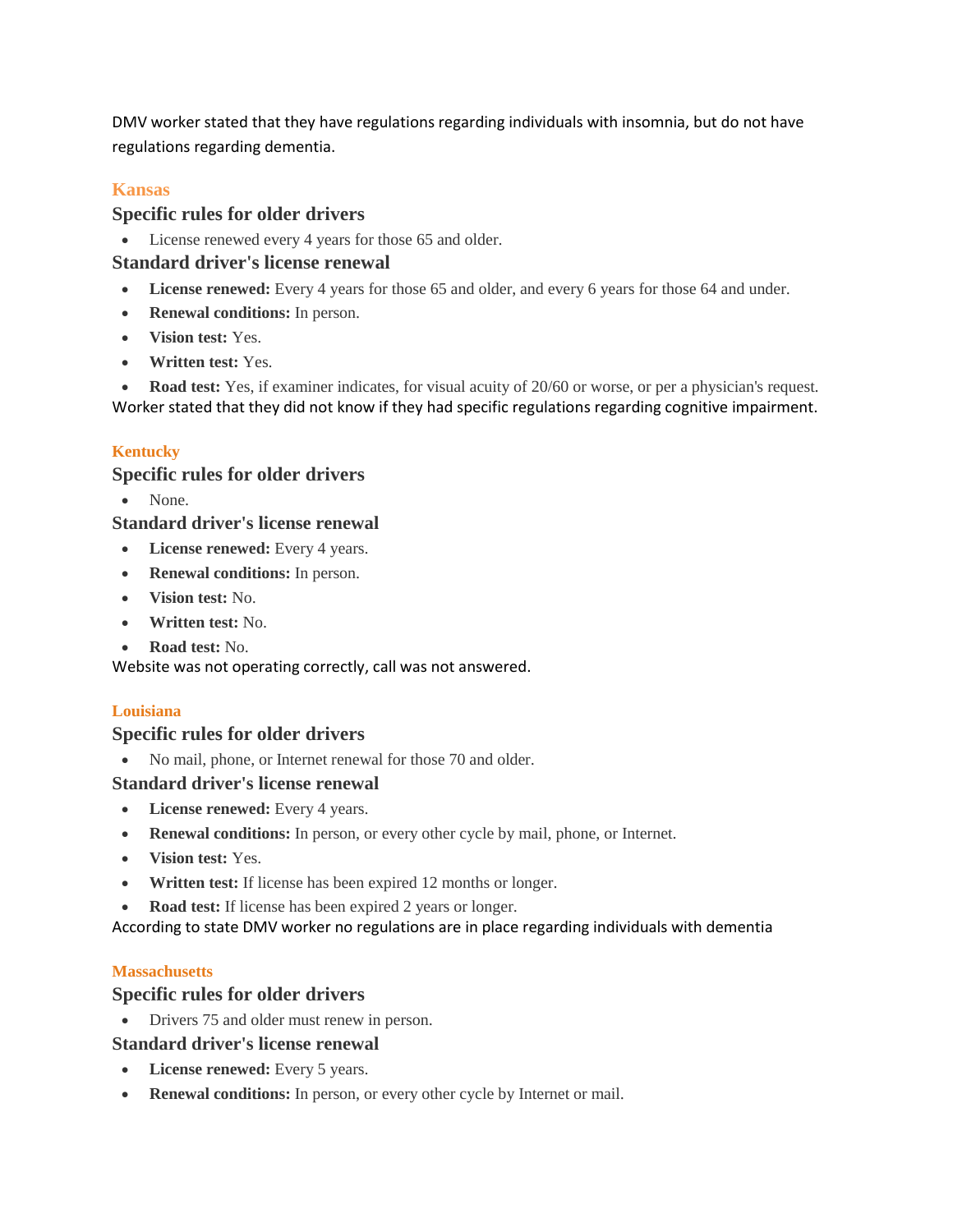DMV worker stated that they have regulations regarding individuals with insomnia, but do not have regulations regarding dementia.

## Kansas

### Specific rules for older drivers

- License renewed every 4 years for those 65 and older.

### Standard driver's license renewal

- **License renewed:** Every 4 years for those 65 and older, and every 6 years for those 64 and under.
- **Renewal conditions:** In person.
- **Vision test:** Yes.
- **Written test:** Yes.
- **Road test:** Yes, if examiner indicates, for visual acuity of 20/60 or worse, or per a physician's request.

Worker stated that they did not know if they had specific regulations regarding cognitive impairment.

## Kentucky

### Specific rules for older drivers

- None.

### Standard driver's license renewal

- **License renewed:** Every 4 years.
- **Renewal conditions:** In person.
- **Vision test:** No.
- **Written test:** No.
- **Road test:** No.

Website was not operating correctly, call was not answered.

## Louisiana

### Specific rules for older drivers

- No mail, phone, or Internet renewal for those 70 and older.

### Standard driver's license renewal

- **License renewed:** Every 4 years.
- **Renewal conditions:** In person, or every other cycle by mail, phone, or Internet.
- **Vision test:** Yes.
- **Written test:** If license has been expired 12 months or longer.
- **Road test:** If license has been expired 2 years or longer.

According to state DMV worker no regulations are in place regarding individuals with dementia

## Massachusetts

### Specific rules for older drivers

- Drivers 75 and older must renew in person.

### Standard driver's license renewal

- **License renewed:** Every 5 years.
- **Renewal conditions:** In person, or every other cycle by Internet or mail.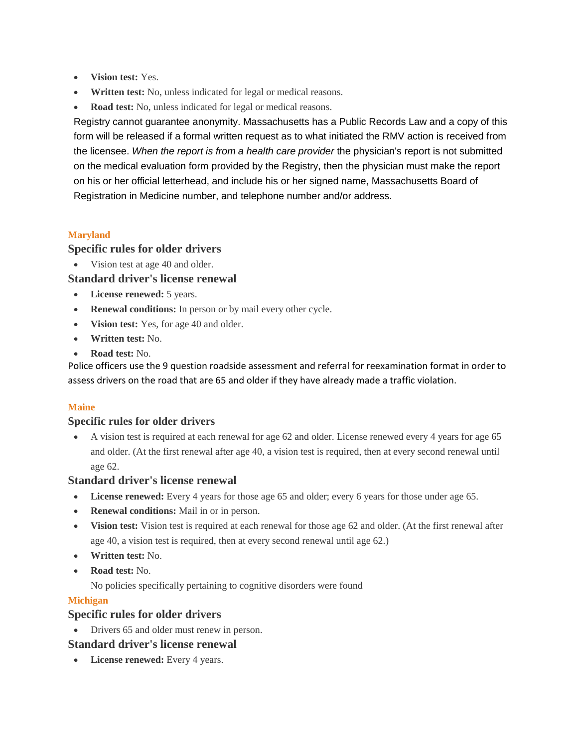- **Vision test:** Yes.
- **Written test:** No, unless indicated for legal or medical reasons.
- **Road test:** No, unless indicated for legal or medical reasons.

Registry cannot guarantee anonymity. Massachusetts has a Public Records Law and a copy of this form will be released if a formal written request as to what initiated the RMV action is received from the licensee. *When the report is from a health care provider* the physician's report is not submitted on the medical evaluation form provided by the Registry, then the physician must make the report on his or her official letterhead, and include his or her signed name, Massachusetts Board of Registration in Medicine number, and telephone number and/or address.

## Maryland

### Specific rules for older drivers

- Vision test at age 40 and older.

### Standard driver's license renewal

- **License renewed:** 5 years.
- **Renewal conditions:** In person or by mail every other cycle.
- **Vision test:** Yes, for age 40 and older.
- **Written test:** No.
- **Road test:** No.

Police officers use the 9 question roadside assessment and referral for reexamination format in order to assess drivers on the road that are 65 and older if they have already made a traffic violation.

## Maine

### Specific rules for older drivers

- A vision test is required at each renewal for age 62 and older. License renewed every 4 years for age 65 and older. (At the first renewal after age 40, a vision test is required, then at every second renewal until age 62.

### Standard driver's license renewal

- **License renewed:** Every 4 years for those age 65 and older; every 6 years for those under age 65.
- **Renewal conditions:** Mail in or in person.
- **Vision test:** Vision test is required at each renewal for those age 62 and older. (At the first renewal after age 40, a vision test is required, then at every second renewal until age 62.)
- **Written test:** No.
- **Road test:** No.

  No policies specifically pertaining to cognitive disorders were found

## Michigan

### Specific rules for older drivers

- Drivers 65 and older must renew in person.

### Standard driver's license renewal

- **License renewed:** Every 4 years.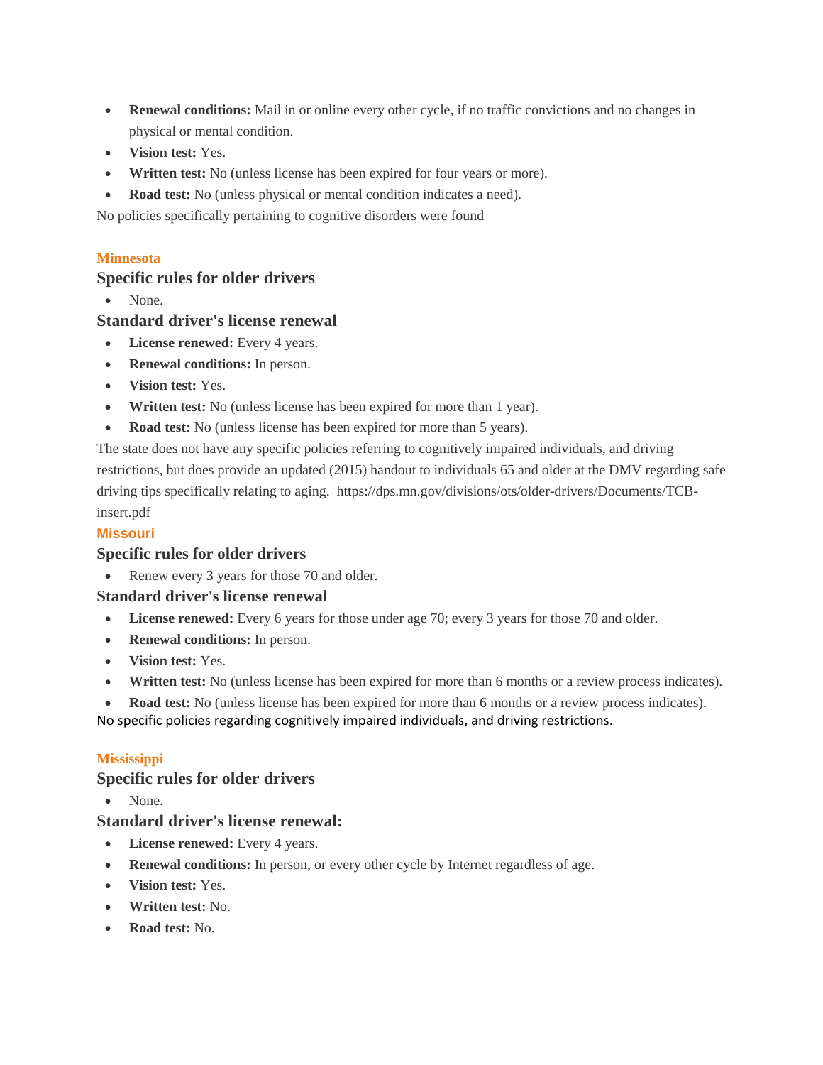- **Renewal conditions:** Mail in or online every other cycle, if no traffic convictions and no changes in physical or mental condition.
- **Vision test:** Yes.
- **Written test:** No (unless license has been expired for four years or more).
- **Road test:** No (unless physical or mental condition indicates a need).

No policies specifically pertaining to cognitive disorders were found

## Minnesota

### Specific rules for older drivers

- None.

### Standard driver's license renewal

- **License renewed:** Every 4 years.
- **Renewal conditions:** In person.
- **Vision test:** Yes.
- **Written test:** No (unless license has been expired for more than 1 year).
- **Road test:** No (unless license has been expired for more than 5 years).

The state does not have any specific policies referring to cognitively impaired individuals, and driving restrictions, but does provide an updated (2015) handout to individuals 65 and older at the DMV regarding safe driving tips specifically relating to aging. https://dps.mn.gov/divisions/ots/older-drivers/Documents/TCB-insert.pdf

## Missouri

### Specific rules for older drivers

- Renew every 3 years for those 70 and older.

### Standard driver's license renewal

- **License renewed:** Every 6 years for those under age 70; every 3 years for those 70 and older.
- **Renewal conditions:** In person.
- **Vision test:** Yes.
- **Written test:** No (unless license has been expired for more than 6 months or a review process indicates).
- **Road test:** No (unless license has been expired for more than 6 months or a review process indicates).

No specific policies regarding cognitively impaired individuals, and driving restrictions.

## Mississippi

### Specific rules for older drivers

- None.

### Standard driver's license renewal:

- **License renewed:** Every 4 years.
- **Renewal conditions:** In person, or every other cycle by Internet regardless of age.
- **Vision test:** Yes.
- **Written test:** No.
- **Road test:** No.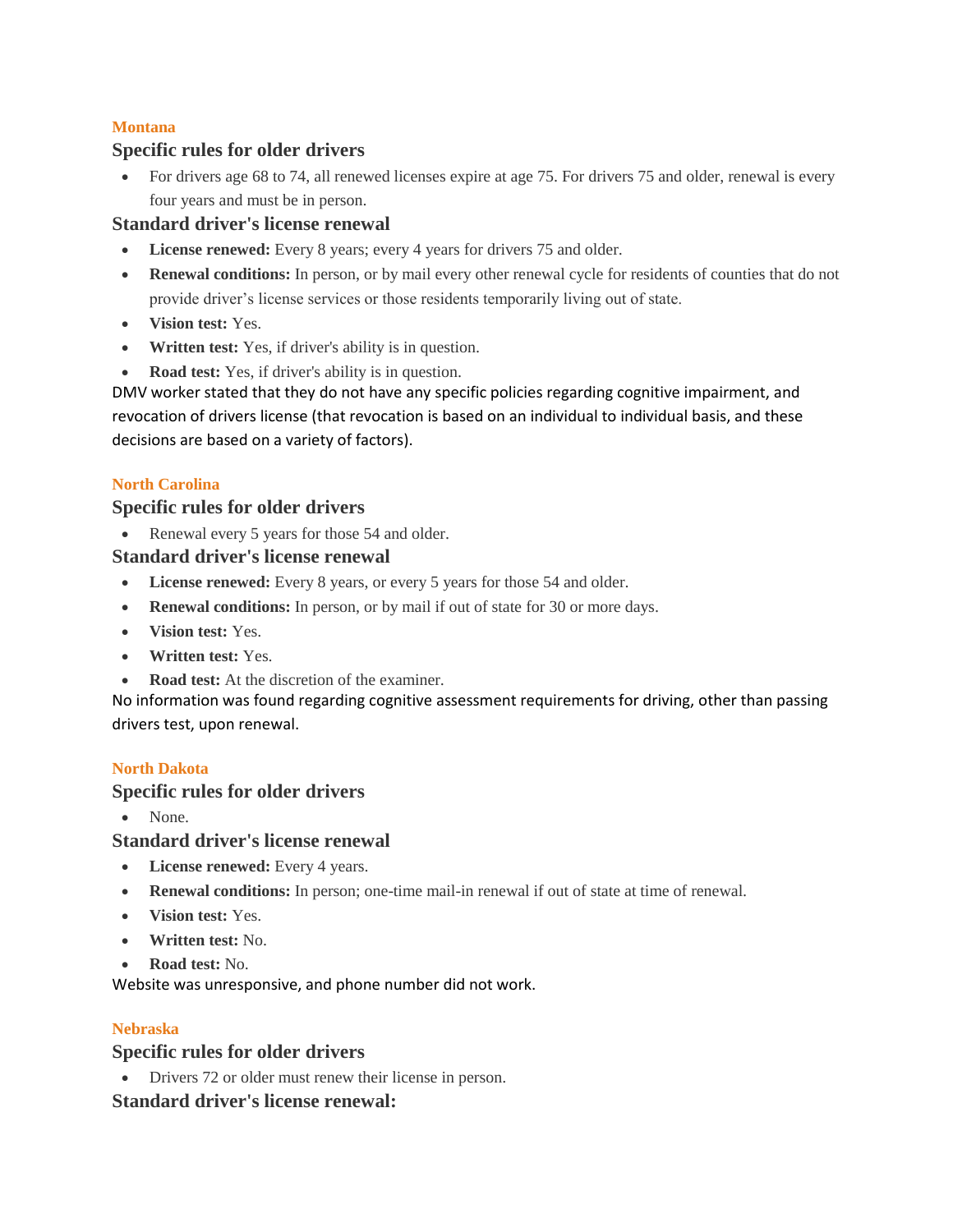#### Montana

### Specific rules for older drivers

- For drivers age 68 to 74, all renewed licenses expire at age 75. For drivers 75 and older, renewal is every four years and must be in person.

### Standard driver's license renewal

- **License renewed:** Every 8 years; every 4 years for drivers 75 and older.
- **Renewal conditions:** In person, or by mail every other renewal cycle for residents of counties that do not provide driver's license services or those residents temporarily living out of state.
- **Vision test:** Yes.
- **Written test:** Yes, if driver's ability is in question.
- **Road test:** Yes, if driver's ability is in question.

DMV worker stated that they do not have any specific policies regarding cognitive impairment, and revocation of drivers license (that revocation is based on an individual to individual basis, and these decisions are based on a variety of factors).

#### North Carolina

### Specific rules for older drivers

- Renewal every 5 years for those 54 and older.

### Standard driver's license renewal

- **License renewed:** Every 8 years, or every 5 years for those 54 and older.
- **Renewal conditions:** In person, or by mail if out of state for 30 or more days.
- **Vision test:** Yes.
- **Written test:** Yes.
- **Road test:** At the discretion of the examiner.

No information was found regarding cognitive assessment requirements for driving, other than passing drivers test, upon renewal.

#### North Dakota

### Specific rules for older drivers

- None.

### Standard driver's license renewal

- **License renewed:** Every 4 years.
- **Renewal conditions:** In person; one-time mail-in renewal if out of state at time of renewal.
- **Vision test:** Yes.
- **Written test:** No.
- **Road test:** No.

Website was unresponsive, and phone number did not work.

#### Nebraska

### Specific rules for older drivers

- Drivers 72 or older must renew their license in person.

### Standard driver's license renewal: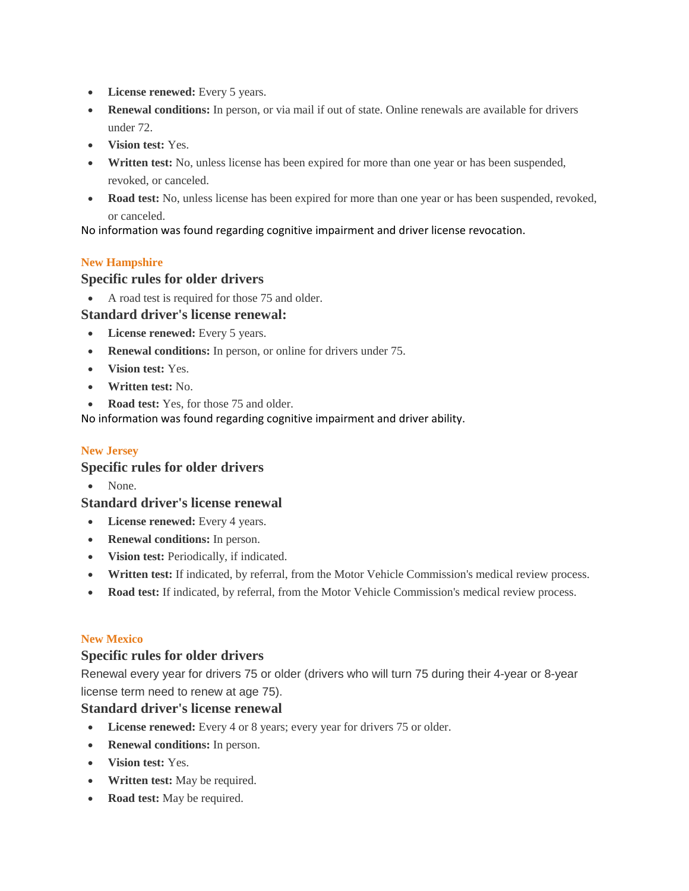- **License renewed:** Every 5 years.
- **Renewal conditions:** In person, or via mail if out of state. Online renewals are available for drivers under 72.
- **Vision test:** Yes.
- **Written test:** No, unless license has been expired for more than one year or has been suspended, revoked, or canceled.
- **Road test:** No, unless license has been expired for more than one year or has been suspended, revoked, or canceled.

No information was found regarding cognitive impairment and driver license revocation.

## New Hampshire

### Specific rules for older drivers

- A road test is required for those 75 and older.

### Standard driver's license renewal:

- **License renewed:** Every 5 years.
- **Renewal conditions:** In person, or online for drivers under 75.
- **Vision test:** Yes.
- **Written test:** No.
- **Road test:** Yes, for those 75 and older.

No information was found regarding cognitive impairment and driver ability.

## New Jersey

### Specific rules for older drivers

- None.

### Standard driver's license renewal

- **License renewed:** Every 4 years.
- **Renewal conditions:** In person.
- **Vision test:** Periodically, if indicated.
- **Written test:** If indicated, by referral, from the Motor Vehicle Commission's medical review process.
- **Road test:** If indicated, by referral, from the Motor Vehicle Commission's medical review process.

## New Mexico

### Specific rules for older drivers

Renewal every year for drivers 75 or older (drivers who will turn 75 during their 4-year or 8-year license term need to renew at age 75).

### Standard driver's license renewal

- **License renewed:** Every 4 or 8 years; every year for drivers 75 or older.
- **Renewal conditions:** In person.
- **Vision test:** Yes.
- **Written test:** May be required.
- **Road test:** May be required.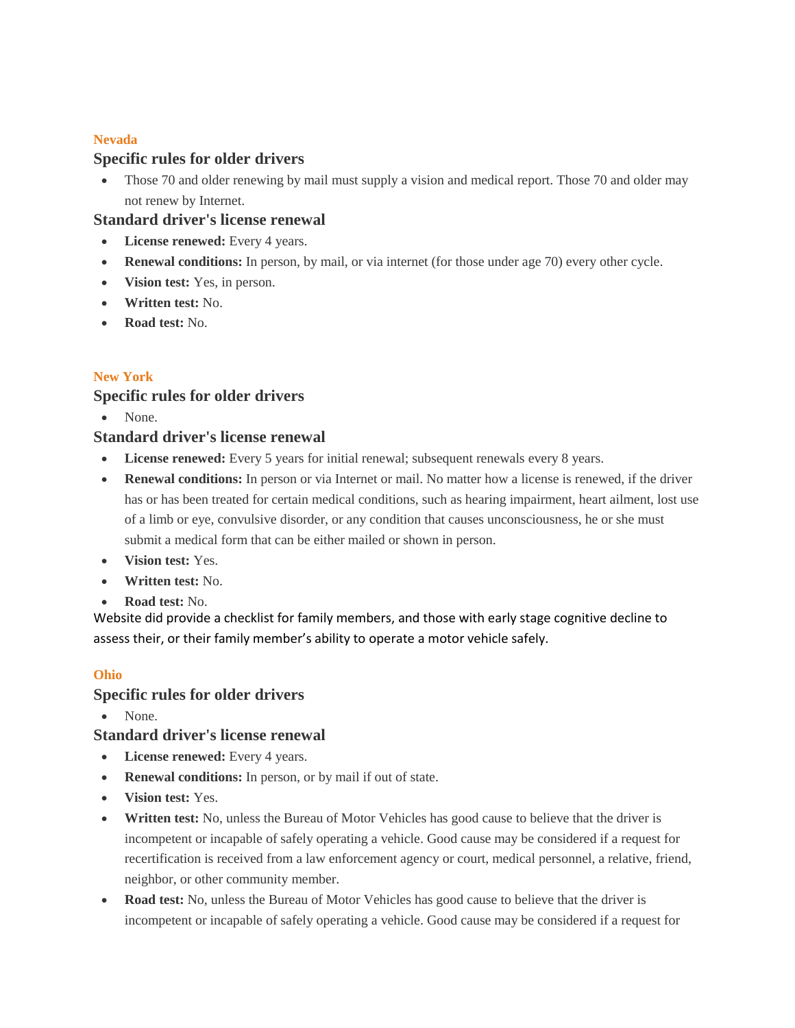**Nevada**

### Specific rules for older drivers

- Those 70 and older renewing by mail must supply a vision and medical report. Those 70 and older may not renew by Internet.

### Standard driver's license renewal

- **License renewed:** Every 4 years.
- **Renewal conditions:** In person, by mail, or via internet (for those under age 70) every other cycle.
- **Vision test:** Yes, in person.
- **Written test:** No.
- **Road test:** No.

**New York**

### Specific rules for older drivers

- None.

### Standard driver's license renewal

- **License renewed:** Every 5 years for initial renewal; subsequent renewals every 8 years.
- **Renewal conditions:** In person or via Internet or mail. No matter how a license is renewed, if the driver has or has been treated for certain medical conditions, such as hearing impairment, heart ailment, lost use of a limb or eye, convulsive disorder, or any condition that causes unconsciousness, he or she must submit a medical form that can be either mailed or shown in person.
- **Vision test:** Yes.
- **Written test:** No.
- **Road test:** No.

Website did provide a checklist for family members, and those with early stage cognitive decline to assess their, or their family member's ability to operate a motor vehicle safely.

**Ohio**

### Specific rules for older drivers

- None.

### Standard driver's license renewal

- **License renewed:** Every 4 years.
- **Renewal conditions:** In person, or by mail if out of state.
- **Vision test:** Yes.
- **Written test:** No, unless the Bureau of Motor Vehicles has good cause to believe that the driver is incompetent or incapable of safely operating a vehicle. Good cause may be considered if a request for recertification is received from a law enforcement agency or court, medical personnel, a relative, friend, neighbor, or other community member.
- **Road test:** No, unless the Bureau of Motor Vehicles has good cause to believe that the driver is incompetent or incapable of safely operating a vehicle. Good cause may be considered if a request for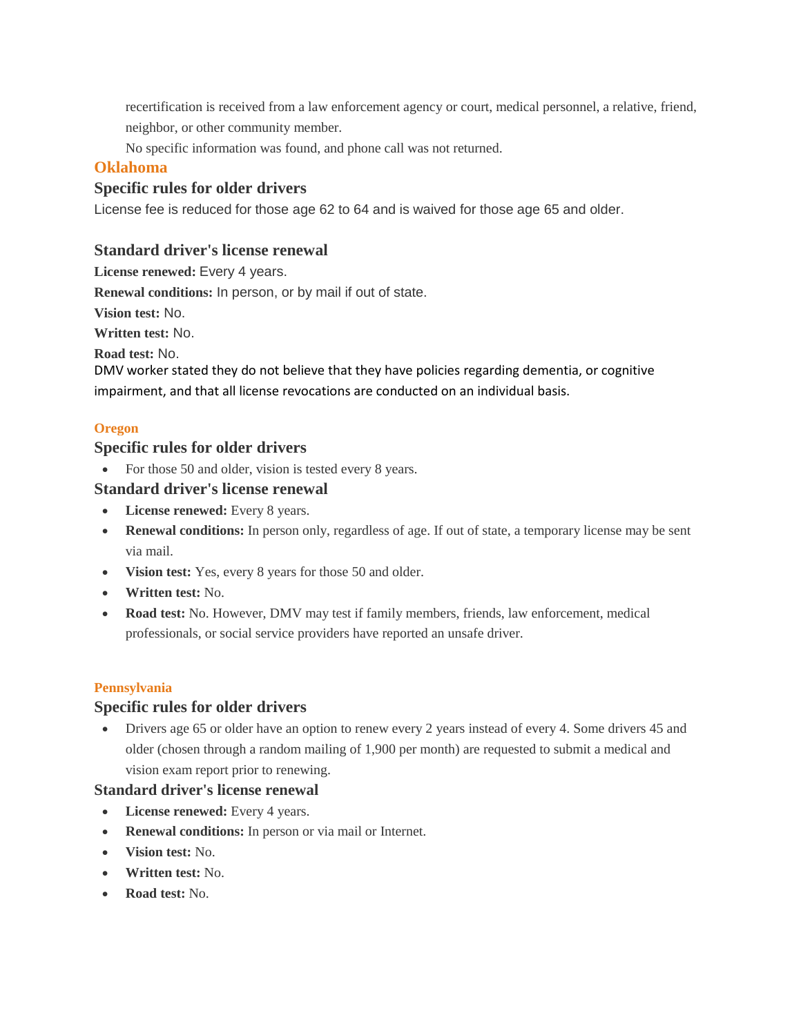recertification is received from a law enforcement agency or court, medical personnel, a relative, friend, neighbor, or other community member.

No specific information was found, and phone call was not returned.

## Oklahoma

### Specific rules for older drivers

License fee is reduced for those age 62 to 64 and is waived for those age 65 and older.

### Standard driver's license renewal

**License renewed:** Every 4 years.

**Renewal conditions:** In person, or by mail if out of state.

**Vision test:** No.

**Written test:** No.

**Road test:** No.

DMV worker stated they do not believe that they have policies regarding dementia, or cognitive impairment, and that all license revocations are conducted on an individual basis.

## Oregon

### Specific rules for older drivers

- For those 50 and older, vision is tested every 8 years.

### Standard driver's license renewal

- **License renewed:** Every 8 years.
- **Renewal conditions:** In person only, regardless of age. If out of state, a temporary license may be sent via mail.
- **Vision test:** Yes, every 8 years for those 50 and older.
- **Written test:** No.
- **Road test:** No. However, DMV may test if family members, friends, law enforcement, medical professionals, or social service providers have reported an unsafe driver.

## Pennsylvania

### Specific rules for older drivers

- Drivers age 65 or older have an option to renew every 2 years instead of every 4. Some drivers 45 and older (chosen through a random mailing of 1,900 per month) are requested to submit a medical and vision exam report prior to renewing.

### Standard driver's license renewal

- **License renewed:** Every 4 years.
- **Renewal conditions:** In person or via mail or Internet.
- **Vision test:** No.
- **Written test:** No.
- **Road test:** No.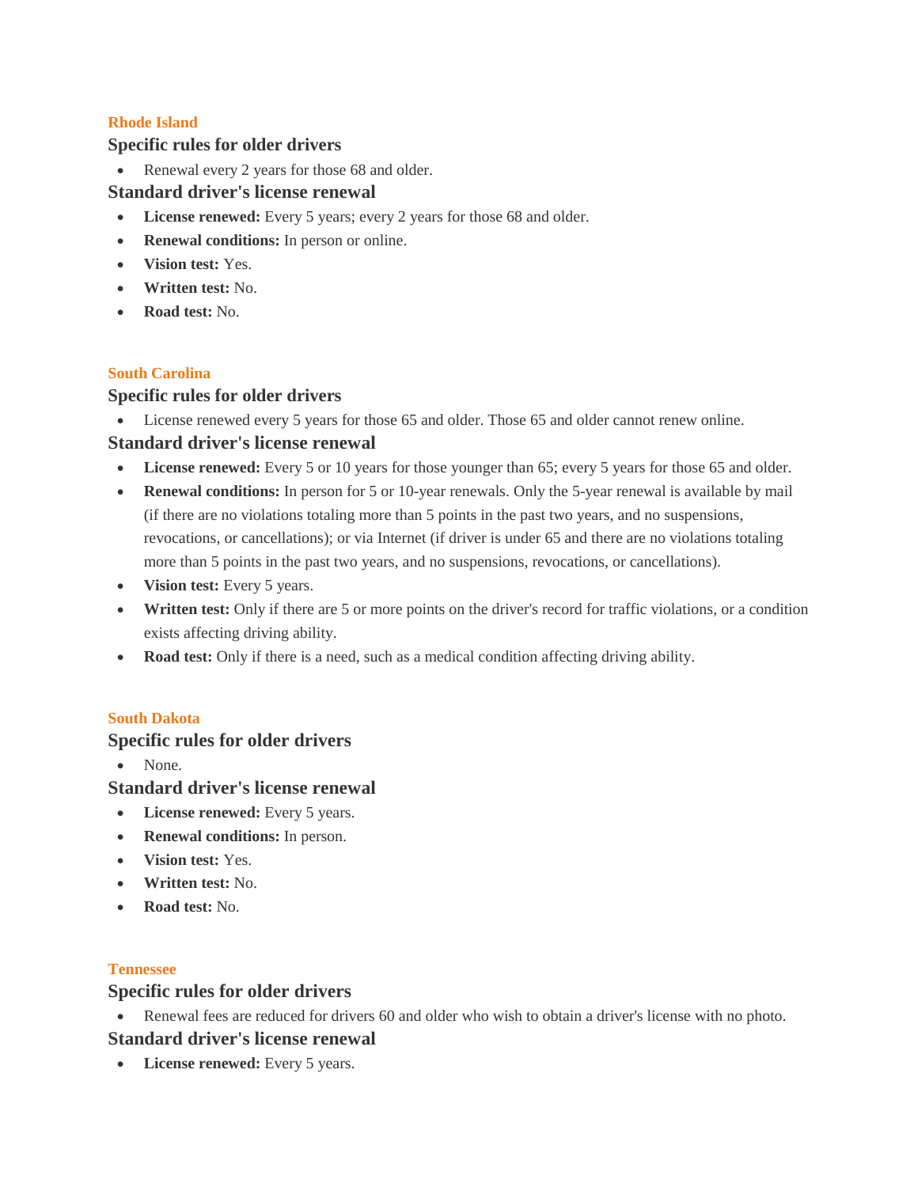## Rhode Island

### Specific rules for older drivers

- Renewal every 2 years for those 68 and older.

### Standard driver's license renewal

- **License renewed:** Every 5 years; every 2 years for those 68 and older.
- **Renewal conditions:** In person or online.
- **Vision test:** Yes.
- **Written test:** No.
- **Road test:** No.

## South Carolina

### Specific rules for older drivers

- License renewed every 5 years for those 65 and older. Those 65 and older cannot renew online.

### Standard driver's license renewal

- **License renewed:** Every 5 or 10 years for those younger than 65; every 5 years for those 65 and older.
- **Renewal conditions:** In person for 5 or 10-year renewals. Only the 5-year renewal is available by mail (if there are no violations totaling more than 5 points in the past two years, and no suspensions, revocations, or cancellations); or via Internet (if driver is under 65 and there are no violations totaling more than 5 points in the past two years, and no suspensions, revocations, or cancellations).
- **Vision test:** Every 5 years.
- **Written test:** Only if there are 5 or more points on the driver's record for traffic violations, or a condition exists affecting driving ability.
- **Road test:** Only if there is a need, such as a medical condition affecting driving ability.

## South Dakota

### Specific rules for older drivers

- None.

### Standard driver's license renewal

- **License renewed:** Every 5 years.
- **Renewal conditions:** In person.
- **Vision test:** Yes.
- **Written test:** No.
- **Road test:** No.

## Tennessee

### Specific rules for older drivers

- Renewal fees are reduced for drivers 60 and older who wish to obtain a driver's license with no photo.

### Standard driver's license renewal

- **License renewed:** Every 5 years.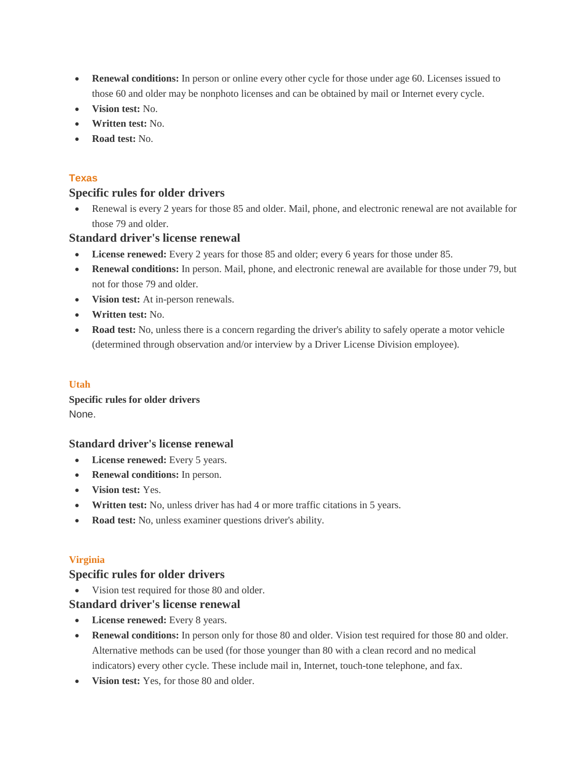- **Renewal conditions:** In person or online every other cycle for those under age 60. Licenses issued to those 60 and older may be nonphoto licenses and can be obtained by mail or Internet every cycle.
- **Vision test:** No.
- **Written test:** No.
- **Road test:** No.

## Texas

### Specific rules for older drivers

- Renewal is every 2 years for those 85 and older. Mail, phone, and electronic renewal are not available for those 79 and older.

### Standard driver's license renewal

- **License renewed:** Every 2 years for those 85 and older; every 6 years for those under 85.
- **Renewal conditions:** In person. Mail, phone, and electronic renewal are available for those under 79, but not for those 79 and older.
- **Vision test:** At in-person renewals.
- **Written test:** No.
- **Road test:** No, unless there is a concern regarding the driver's ability to safely operate a motor vehicle (determined through observation and/or interview by a Driver License Division employee).

## Utah

### Specific rules for older drivers

None.

### Standard driver's license renewal

- **License renewed:** Every 5 years.
- **Renewal conditions:** In person.
- **Vision test:** Yes.
- **Written test:** No, unless driver has had 4 or more traffic citations in 5 years.
- **Road test:** No, unless examiner questions driver's ability.

## Virginia

### Specific rules for older drivers

- Vision test required for those 80 and older.

### Standard driver's license renewal

- **License renewed:** Every 8 years.
- **Renewal conditions:** In person only for those 80 and older. Vision test required for those 80 and older. Alternative methods can be used (for those younger than 80 with a clean record and no medical indicators) every other cycle. These include mail in, Internet, touch-tone telephone, and fax.
- **Vision test:** Yes, for those 80 and older.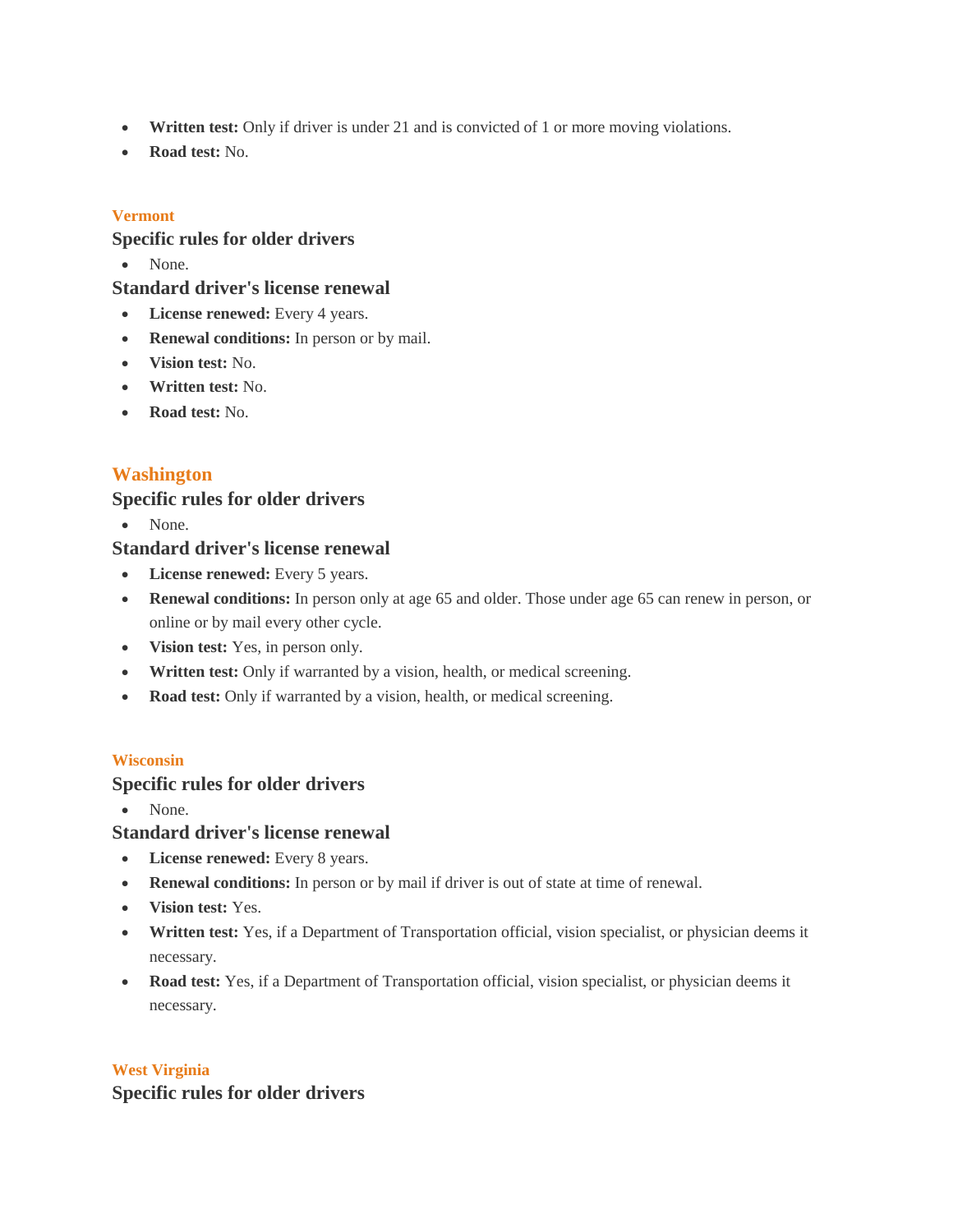- **Written test:** Only if driver is under 21 and is convicted of 1 or more moving violations.
- **Road test:** No.

## Vermont

### Specific rules for older drivers

- None.

### Standard driver's license renewal

- **License renewed:** Every 4 years.
- **Renewal conditions:** In person or by mail.
- **Vision test:** No.
- **Written test:** No.
- **Road test:** No.

## Washington

### Specific rules for older drivers

- None.

### Standard driver's license renewal

- **License renewed:** Every 5 years.
- **Renewal conditions:** In person only at age 65 and older. Those under age 65 can renew in person, or online or by mail every other cycle.
- **Vision test:** Yes, in person only.
- **Written test:** Only if warranted by a vision, health, or medical screening.
- **Road test:** Only if warranted by a vision, health, or medical screening.

## Wisconsin

### Specific rules for older drivers

- None.

### Standard driver's license renewal

- **License renewed:** Every 8 years.
- **Renewal conditions:** In person or by mail if driver is out of state at time of renewal.
- **Vision test:** Yes.
- **Written test:** Yes, if a Department of Transportation official, vision specialist, or physician deems it necessary.
- **Road test:** Yes, if a Department of Transportation official, vision specialist, or physician deems it necessary.

## West Virginia

### Specific rules for older drivers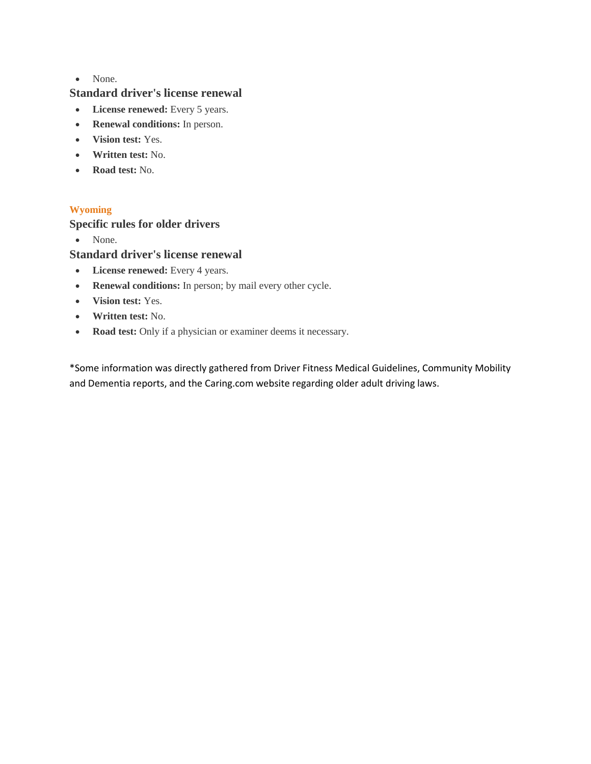- None.

### Standard driver's license renewal

- **License renewed:** Every 5 years.
- **Renewal conditions:** In person.
- **Vision test:** Yes.
- **Written test:** No.
- **Road test:** No.

## Wyoming

### Specific rules for older drivers

- None.

### Standard driver's license renewal

- **License renewed:** Every 4 years.
- **Renewal conditions:** In person; by mail every other cycle.
- **Vision test:** Yes.
- **Written test:** No.
- **Road test:** Only if a physician or examiner deems it necessary.

*Some information was directly gathered from Driver Fitness Medical Guidelines, Community Mobility and Dementia reports, and the Caring.com website regarding older adult driving laws.